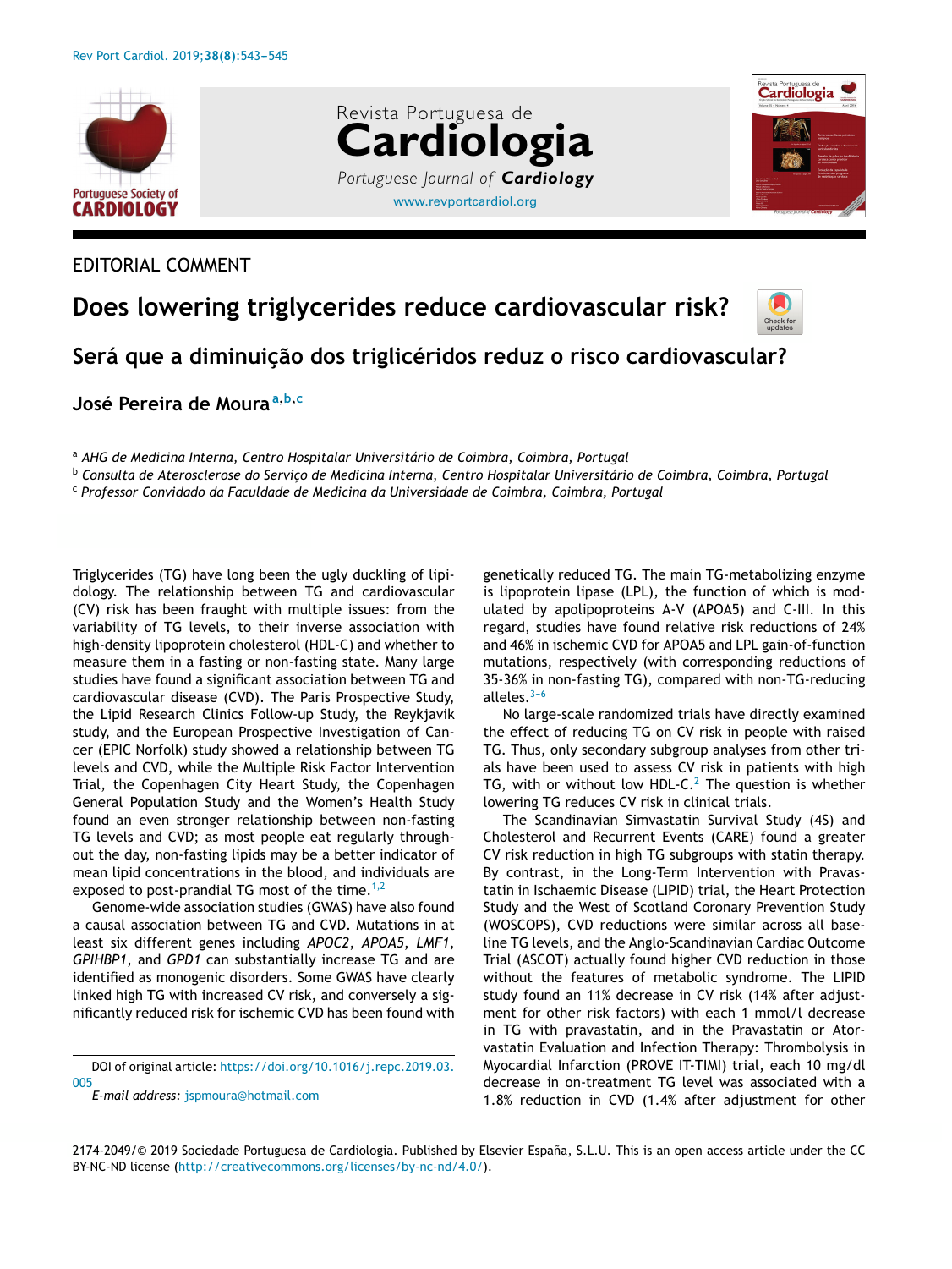EDITORIAL COMMENT

# Does lowering triglycerides reduce cardiovascular risk?

## Será que a diminuição dos triglicéridos reduz o risco cardiovascular?

**José Pereira de Moura**[a,b,c]

[a] AHG de Medicina Interna, Centro Hospitalar Universitário de Coimbra, Coimbra, Portugal

[b] Consulta de Aterosclerose do Serviço de Medicina Interna, Centro Hospitalar Universitário de Coimbra, Coimbra, Portugal

[c] Professor Convidado da Faculdade de Medicina da Universidade de Coimbra, Coimbra, Portugal

Triglycerides (TG) have long been the ugly duckling of lipidology. The relationship between TG and cardiovascular (CV) risk has been fraught with multiple issues: from the variability of TG levels, to their inverse association with high-density lipoprotein cholesterol (HDL-C) and whether to measure them in a fasting or non-fasting state. Many large studies have found a significant association between TG and cardiovascular disease (CVD). The Paris Prospective Study, the Lipid Research Clinics Follow-up Study, the Reykjavik study, and the European Prospective Investigation of Cancer (EPIC Norfolk) study showed a relationship between TG levels and CVD, while the Multiple Risk Factor Intervention Trial, the Copenhagen City Heart Study, the Copenhagen General Population Study and the Women's Health Study found an even stronger relationship between non-fasting TG levels and CVD; as most people eat regularly throughout the day, non-fasting lipids may be a better indicator of mean lipid concentrations in the blood, and individuals are exposed to post-prandial TG most of the time.[1,2]

Genome-wide association studies (GWAS) have also found a causal association between TG and CVD. Mutations in at least six different genes including *APOC2*, *APOA5*, *LMF1*, *GPIHBP1*, and *GPD1* can substantially increase TG and are identified as monogenic disorders. Some GWAS have clearly linked high TG with increased CV risk, and conversely a significantly reduced risk for ischemic CVD has been found with genetically reduced TG. The main TG-metabolizing enzyme is lipoprotein lipase (LPL), the function of which is modulated by apolipoproteins A-V (APOA5) and C-III. In this regard, studies have found relative risk reductions of 24% and 46% in ischemic CVD for APOA5 and LPL gain-of-function mutations, respectively (with corresponding reductions of 35-36% in non-fasting TG), compared with non-TG-reducing alleles.[3–6]

No large-scale randomized trials have directly examined the effect of reducing TG on CV risk in people with raised TG. Thus, only secondary subgroup analyses from other trials have been used to assess CV risk in patients with high TG, with or without low HDL-C.[2] The question is whether lowering TG reduces CV risk in clinical trials.

The Scandinavian Simvastatin Survival Study (4S) and Cholesterol and Recurrent Events (CARE) found a greater CV risk reduction in high TG subgroups with statin therapy. By contrast, in the Long-Term Intervention with Pravastatin in Ischaemic Disease (LIPID) trial, the Heart Protection Study and the West of Scotland Coronary Prevention Study (WOSCOPS), CVD reductions were similar across all baseline TG levels, and the Anglo-Scandinavian Cardiac Outcome Trial (ASCOT) actually found higher CVD reduction in those without the features of metabolic syndrome. The LIPID study found an 11% decrease in CV risk (14% after adjustment for other risk factors) with each 1 mmol/l decrease in TG with pravastatin, and in the Pravastatin or Atorvastatin Evaluation and Infection Therapy: Thrombolysis in Myocardial Infarction (PROVE IT-TIMI) trial, each 10 mg/dl decrease in on-treatment TG level was associated with a 1.8% reduction in CVD (1.4% after adjustment for other

DOI of original article: https://doi.org/10.1016/j.repc.2019.03.005

*E-mail address:* jspmoura@hotmail.com

2174-2049/© 2019 Sociedade Portuguesa de Cardiologia. Published by Elsevier España, S.L.U. This is an open access article under the CC BY-NC-ND license (http://creativecommons.org/licenses/by-nc-nd/4.0/).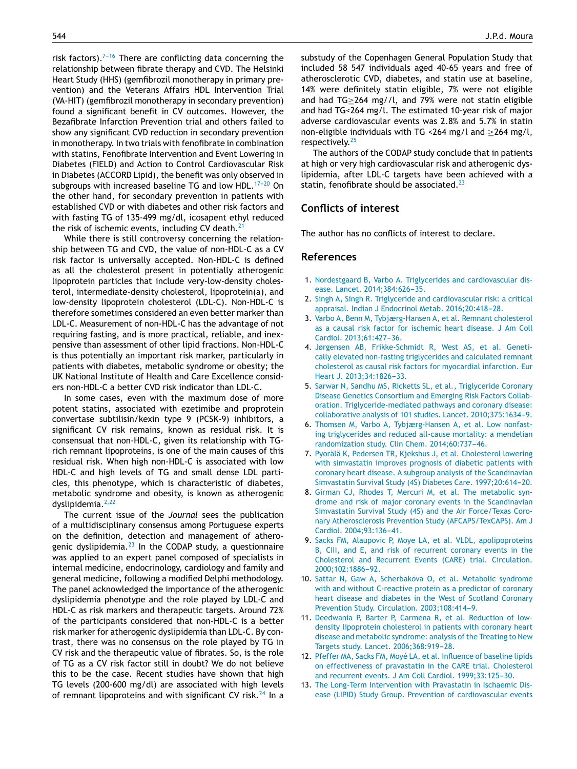risk factors).[7–16] There are conflicting data concerning the relationship between fibrate therapy and CVD. The Helsinki Heart Study (HHS) (gemfibrozil monotherapy in primary prevention) and the Veterans Affairs HDL Intervention Trial (VA-HIT) (gemfibrozil monotherapy in secondary prevention) found a significant benefit in CV outcomes. However, the Bezafibrate Infarction Prevention trial and others failed to show any significant CVD reduction in secondary prevention in monotherapy. In two trials with fenofibrate in combination with statins, Fenofibrate Intervention and Event Lowering in Diabetes (FIELD) and Action to Control Cardiovascular Risk in Diabetes (ACCORD Lipid), the benefit was only observed in subgroups with increased baseline TG and low HDL.[17–20] On the other hand, for secondary prevention in patients with established CVD or with diabetes and other risk factors and with fasting TG of 135-499 mg/dl, icosapent ethyl reduced the risk of ischemic events, including CV death.[21]

While there is still controversy concerning the relationship between TG and CVD, the value of non-HDL-C as a CV risk factor is universally accepted. Non-HDL-C is defined as all the cholesterol present in potentially atherogenic lipoprotein particles that include very-low-density cholesterol, intermediate-density cholesterol, lipoprotein(a), and low-density lipoprotein cholesterol (LDL-C). Non-HDL-C is therefore sometimes considered an even better marker than LDL-C. Measurement of non-HDL-C has the advantage of not requiring fasting, and is more practical, reliable, and inexpensive than assessment of other lipid fractions. Non-HDL-C is thus potentially an important risk marker, particularly in patients with diabetes, metabolic syndrome or obesity; the UK National Institute of Health and Care Excellence considers non-HDL-C a better CVD risk indicator than LDL-C.

In some cases, even with the maximum dose of more potent statins, associated with ezetimibe and proprotein convertase subtilisin/kexin type 9 (PCSK-9) inhibitors, a significant CV risk remains, known as residual risk. It is consensual that non-HDL-C, given its relationship with TG-rich remnant lipoproteins, is one of the main causes of this residual risk. When high non-HDL-C is associated with low HDL-C and high levels of TG and small dense LDL particles, this phenotype, which is characteristic of diabetes, metabolic syndrome and obesity, is known as atherogenic dyslipidemia.[2,22]

The current issue of the *Journal* sees the publication of a multidisciplinary consensus among Portuguese experts on the definition, detection and management of atherogenic dyslipidemia.[23] In the CODAP study, a questionnaire was applied to an expert panel composed of specialists in internal medicine, endocrinology, cardiology and family and general medicine, following a modified Delphi methodology. The panel acknowledged the importance of the atherogenic dyslipidemia phenotype and the role played by LDL-C and HDL-C as risk markers and therapeutic targets. Around 72% of the participants considered that non-HDL-C is a better risk marker for atherogenic dyslipidemia than LDL-C. By contrast, there was no consensus on the role played by TG in CV risk and the therapeutic value of fibrates. So, is the role of TG as a CV risk factor still in doubt? We do not believe this to be the case. Recent studies have shown that high TG levels (200-600 mg/dl) are associated with high levels of remnant lipoproteins and with significant CV risk.[24] In a substudy of the Copenhagen General Population Study that included 58 547 individuals aged 40-65 years and free of atherosclerotic CVD, diabetes, and statin use at baseline, 14% were definitely statin eligible, 7% were not eligible and had TG≥264 mg//l, and 79% were not statin eligible and had TG<264 mg/l. The estimated 10-year risk of major adverse cardiovascular events was 2.8% and 5.7% in statin non-eligible individuals with TG <264 mg/l and ≥264 mg/l, respectively.[25]

The authors of the CODAP study conclude that in patients at high or very high cardiovascular risk and atherogenic dyslipidemia, after LDL-C targets have been achieved with a statin, fenofibrate should be associated.[23]

## Conflicts of interest

The author has no conflicts of interest to declare.

## References

1. Nordestgaard B, Varbo A. Triglycerides and cardiovascular disease. Lancet. 2014;384:626–35.
2. Singh A, Singh R. Triglyceride and cardiovascular risk: a critical appraisal. Indian J Endocrinol Metab. 2016;20:418–28.
3. Varbo A, Benn M, Tybjærg-Hansen A, et al. Remnant cholesterol as a causal risk factor for ischemic heart disease. J Am Coll Cardiol. 2013;61:427–36.
4. Jørgensen AB, Frikke-Schmidt R, West AS, et al. Genetically elevated non-fasting triglycerides and calculated remnant cholesterol as causal risk factors for myocardial infarction. Eur Heart J. 2013;34:1826–33.
5. Sarwar N, Sandhu MS, Ricketts SL, et al., Triglyceride Coronary Disease Genetics Consortium and Emerging Risk Factors Collaboration. Triglyceride-mediated pathways and coronary disease: collaborative analysis of 101 studies. Lancet. 2010;375:1634–9.
6. Thomsen M, Varbo A, Tybjærg-Hansen A, et al. Low nonfasting triglycerides and reduced all-cause mortality: a mendelian randomization study. Clin Chem. 2014;60:737–46.
7. Pyörälä K, Pedersen TR, Kjekshus J, et al. Cholesterol lowering with simvastatin improves prognosis of diabetic patients with coronary heart disease. A subgroup analysis of the Scandinavian Simvastatin Survival Study (4S) Diabetes Care. 1997;20:614–20.
8. Girman CJ, Rhodes T, Mercuri M, et al. The metabolic syndrome and risk of major coronary events in the Scandinavian Simvastatin Survival Study (4S) and the Air Force/Texas Coronary Atherosclerosis Prevention Study (AFCAPS/TexCAPS). Am J Cardiol. 2004;93:136–41.
9. Sacks FM, Alaupovic P, Moye LA, et al. VLDL, apolipoproteins B, CIII, and E, and risk of recurrent coronary events in the Cholesterol and Recurrent Events (CARE) trial. Circulation. 2000;102:1886–92.
10. Sattar N, Gaw A, Scherbakova O, et al. Metabolic syndrome with and without C-reactive protein as a predictor of coronary heart disease and diabetes in the West of Scotland Coronary Prevention Study. Circulation. 2003;108:414–9.
11. Deedwania P, Barter P, Carmena R, et al. Reduction of low-density lipoprotein cholesterol in patients with coronary heart disease and metabolic syndrome: analysis of the Treating to New Targets study. Lancet. 2006;368:919–28.
12. Pfeffer MA, Sacks FM, Moyé LA, et al. Influence of baseline lipids on effectiveness of pravastatin in the CARE trial. Cholesterol and recurrent events. J Am Coll Cardiol. 1999;33:125–30.
13. The Long-Term Intervention with Pravastatin in Ischaemic Disease (LIPID) Study Group. Prevention of cardiovascular events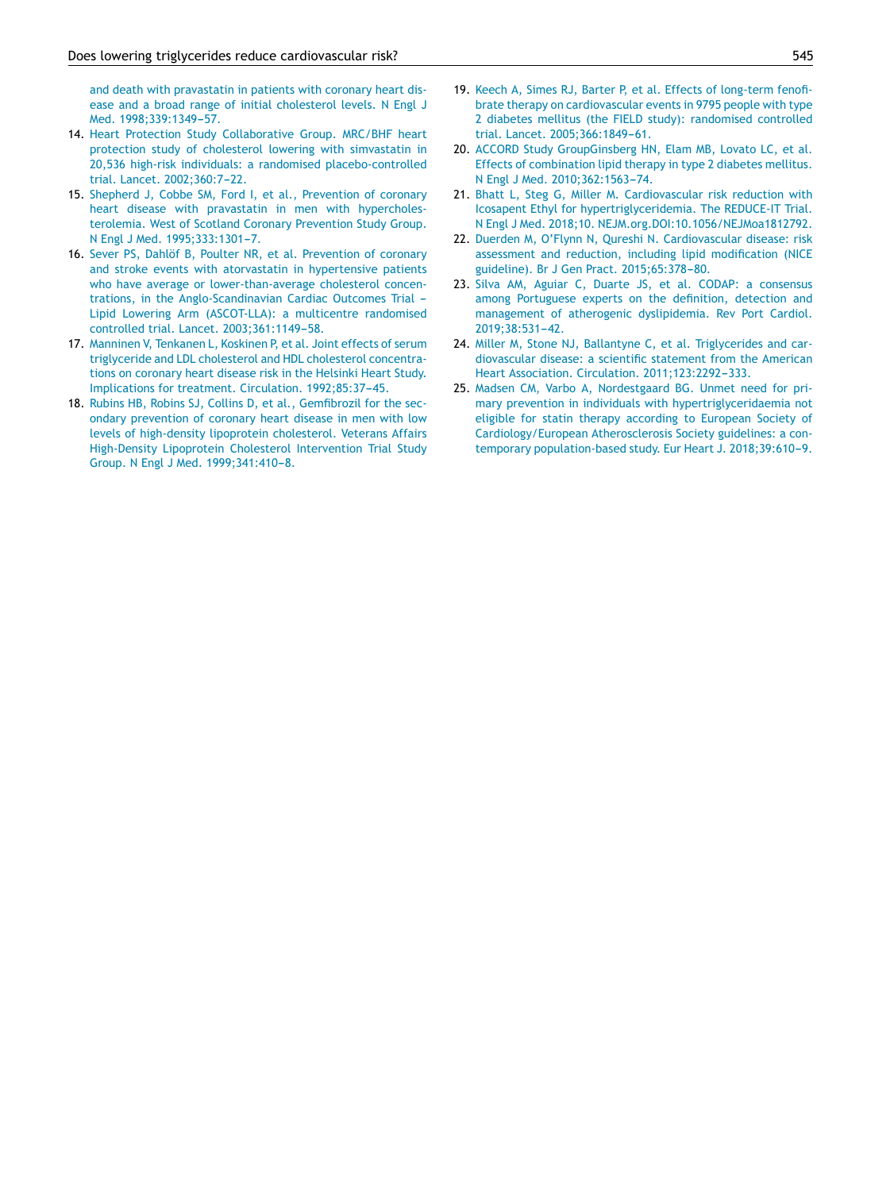and death with pravastatin in patients with coronary heart disease and a broad range of initial cholesterol levels. N Engl J Med. 1998;339:1349–57.

14. Heart Protection Study Collaborative Group. MRC/BHF heart protection study of cholesterol lowering with simvastatin in 20,536 high-risk individuals: a randomised placebo-controlled trial. Lancet. 2002;360:7–22.
15. Shepherd J, Cobbe SM, Ford I, et al., Prevention of coronary heart disease with pravastatin in men with hypercholesterolemia. West of Scotland Coronary Prevention Study Group. N Engl J Med. 1995;333:1301–7.
16. Sever PS, Dahlöf B, Poulter NR, et al. Prevention of coronary and stroke events with atorvastatin in hypertensive patients who have average or lower-than-average cholesterol concentrations, in the Anglo-Scandinavian Cardiac Outcomes Trial – Lipid Lowering Arm (ASCOT-LLA): a multicentre randomised controlled trial. Lancet. 2003;361:1149–58.
17. Manninen V, Tenkanen L, Koskinen P, et al. Joint effects of serum triglyceride and LDL cholesterol and HDL cholesterol concentrations on coronary heart disease risk in the Helsinki Heart Study. Implications for treatment. Circulation. 1992;85:37–45.
18. Rubins HB, Robins SJ, Collins D, et al., Gemfibrozil for the secondary prevention of coronary heart disease in men with low levels of high-density lipoprotein cholesterol. Veterans Affairs High-Density Lipoprotein Cholesterol Intervention Trial Study Group. N Engl J Med. 1999;341:410–8.
19. Keech A, Simes RJ, Barter P, et al. Effects of long-term fenofibrate therapy on cardiovascular events in 9795 people with type 2 diabetes mellitus (the FIELD study): randomised controlled trial. Lancet. 2005;366:1849–61.
20. ACCORD Study GroupGinsberg HN, Elam MB, Lovato LC, et al. Effects of combination lipid therapy in type 2 diabetes mellitus. N Engl J Med. 2010;362:1563–74.
21. Bhatt L, Steg G, Miller M. Cardiovascular risk reduction with Icosapent Ethyl for hypertriglyceridemia. The REDUCE-IT Trial. N Engl J Med. 2018;10. NEJM.org.DOI:10.1056/NEJMoa1812792.
22. Duerden M, O'Flynn N, Qureshi N. Cardiovascular disease: risk assessment and reduction, including lipid modification (NICE guideline). Br J Gen Pract. 2015;65:378–80.
23. Silva AM, Aguiar C, Duarte JS, et al. CODAP: a consensus among Portuguese experts on the definition, detection and management of atherogenic dyslipidemia. Rev Port Cardiol. 2019;38:531–42.
24. Miller M, Stone NJ, Ballantyne C, et al. Triglycerides and cardiovascular disease: a scientific statement from the American Heart Association. Circulation. 2011;123:2292–333.
25. Madsen CM, Varbo A, Nordestgaard BG. Unmet need for primary prevention in individuals with hypertriglyceridaemia not eligible for statin therapy according to European Society of Cardiology/European Atherosclerosis Society guidelines: a contemporary population-based study. Eur Heart J. 2018;39:610–9.